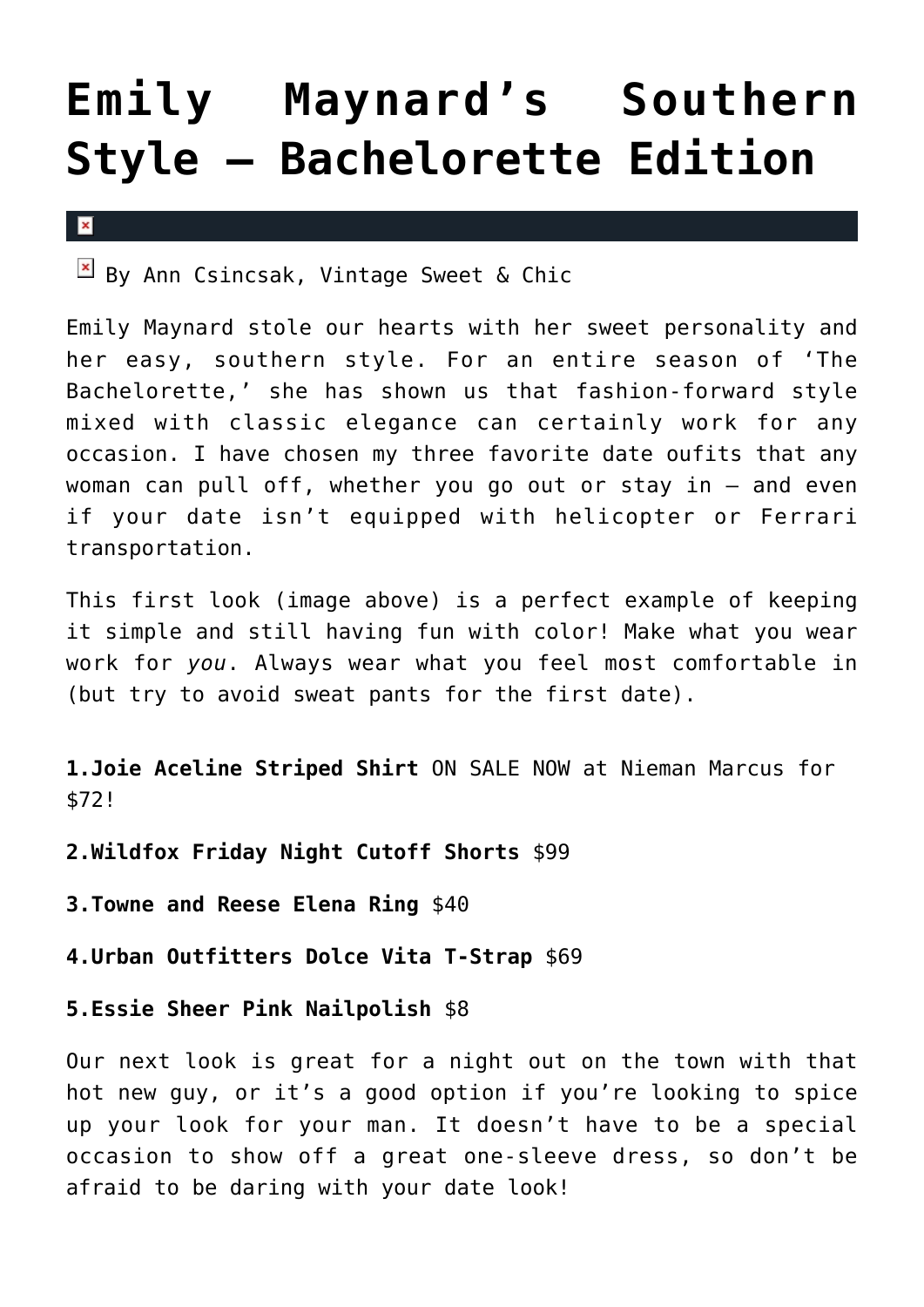# Emily Maynard's Southern Style – Bachelorette Edition

By Ann Csincsak, Vintage Sweet & Chic

Emily Maynard stole our hearts with her sweet personality and her easy, southern style. For an entire season of 'The Bachelorette,' she has shown us that fashion-forward style mixed with classic elegance can certainly work for any occasion. I have chosen my three favorite date oufits that any woman can pull off, whether you go out or stay in – and even if your date isn't equipped with helicopter or Ferrari transportation.

This first look (image above) is a perfect example of keeping it simple and still having fun with color! Make what you wear work for *you*. Always wear what you feel most comfortable in (but try to avoid sweat pants for the first date).

**1.Joie Aceline Striped Shirt** ON SALE NOW at Nieman Marcus for $72!

**2.Wildfox Friday Night Cutoff Shorts** $99

**3.Towne and Reese Elena Ring** $40

**4.Urban Outfitters Dolce Vita T-Strap** $69

**5.Essie Sheer Pink Nailpolish** $8

Our next look is great for a night out on the town with that hot new guy, or it's a good option if you're looking to spice up your look for your man. It doesn't have to be a special occasion to show off a great one-sleeve dress, so don't be afraid to be daring with your date look!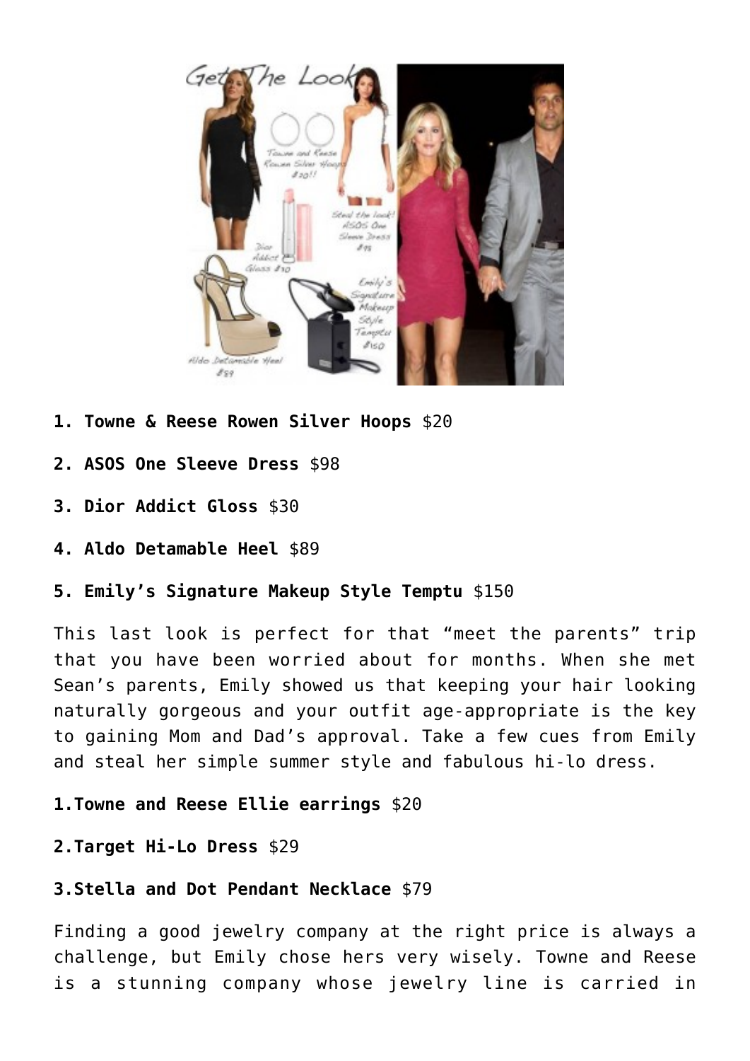1. **Towne & Reese Rowen Silver Hoops** $20

2. **ASOS One Sleeve Dress** $98

3. **Dior Addict Gloss** $30

4. **Aldo Detamable Heel** $89

5. **Emily's Signature Makeup Style Temptu** $150

This last look is perfect for that "meet the parents" trip that you have been worried about for months. When she met Sean's parents, Emily showed us that keeping your hair looking naturally gorgeous and your outfit age-appropriate is the key to gaining Mom and Dad's approval. Take a few cues from Emily and steal her simple summer style and fabulous hi-lo dress.

1. **Towne and Reese Ellie earrings** $20

2. **Target Hi-Lo Dress** $29

3. **Stella and Dot Pendant Necklace** $79

Finding a good jewelry company at the right price is always a challenge, but Emily chose hers very wisely. Towne and Reese is a stunning company whose jewelry line is carried in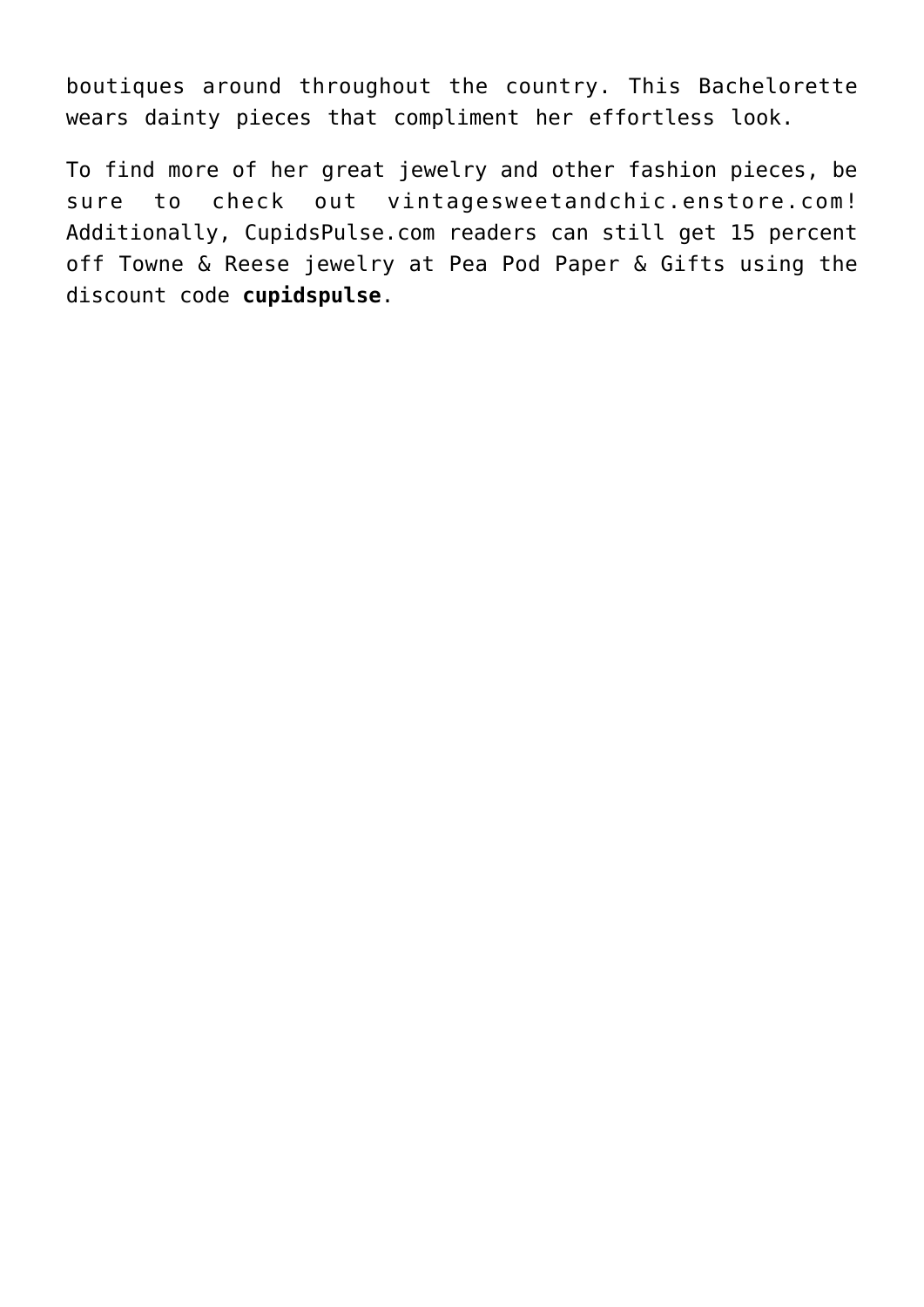boutiques around throughout the country. This Bachelorette wears dainty pieces that compliment her effortless look.

To find more of her great jewelry and other fashion pieces, be sure to check out vintagesweetandchic.enstore.com! Additionally, CupidsPulse.com readers can still get 15 percent off Towne & Reese jewelry at Pea Pod Paper & Gifts using the discount code **cupidspulse**.